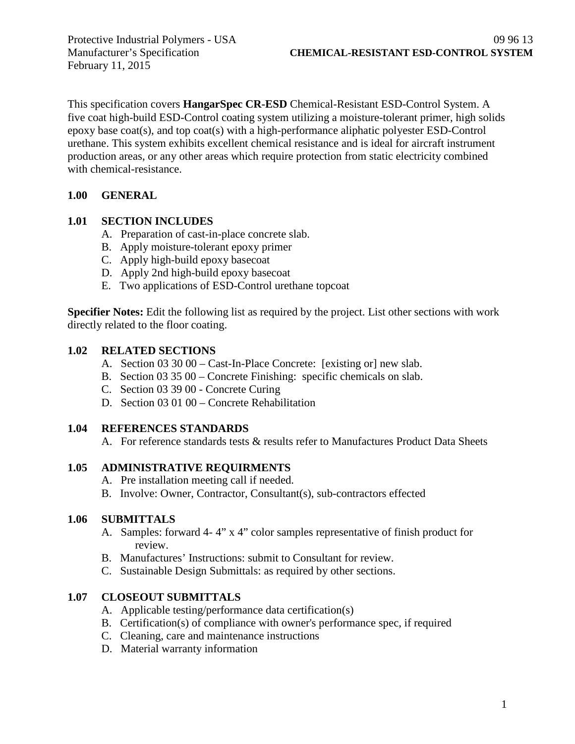Protective Industrial Polymers - USA
Manufacturer's Specification
February 11, 2015

09 96 13
**CHEMICAL-RESISTANT ESD-CONTROL SYSTEM**

This specification covers **HangarSpec CR-ESD** Chemical-Resistant ESD-Control System. A five coat high-build ESD-Control coating system utilizing a moisture-tolerant primer, high solids epoxy base coat(s), and top coat(s) with a high-performance aliphatic polyester ESD-Control urethane. This system exhibits excellent chemical resistance and is ideal for aircraft instrument production areas, or any other areas which require protection from static electricity combined with chemical-resistance.

## 1.00 GENERAL

### 1.01 SECTION INCLUDES

A. Preparation of cast-in-place concrete slab.
B. Apply moisture-tolerant epoxy primer
C. Apply high-build epoxy basecoat
D. Apply 2nd high-build epoxy basecoat
E. Two applications of ESD-Control urethane topcoat

**Specifier Notes:** Edit the following list as required by the project. List other sections with work directly related to the floor coating.

### 1.02 RELATED SECTIONS

A. Section 03 30 00 – Cast-In-Place Concrete: [existing or] new slab.
B. Section 03 35 00 – Concrete Finishing: specific chemicals on slab.
C. Section 03 39 00 - Concrete Curing
D. Section 03 01 00 – Concrete Rehabilitation

### 1.04 REFERENCES STANDARDS

A. For reference standards tests & results refer to Manufactures Product Data Sheets

### 1.05 ADMINISTRATIVE REQUIRMENTS

A. Pre installation meeting call if needed.
B. Involve: Owner, Contractor, Consultant(s), sub-contractors effected

### 1.06 SUBMITTALS

A. Samples: forward 4- 4" x 4" color samples representative of finish product for review.
B. Manufactures' Instructions: submit to Consultant for review.
C. Sustainable Design Submittals: as required by other sections.

### 1.07 CLOSEOUT SUBMITTALS

A. Applicable testing/performance data certification(s)
B. Certification(s) of compliance with owner's performance spec, if required
C. Cleaning, care and maintenance instructions
D. Material warranty information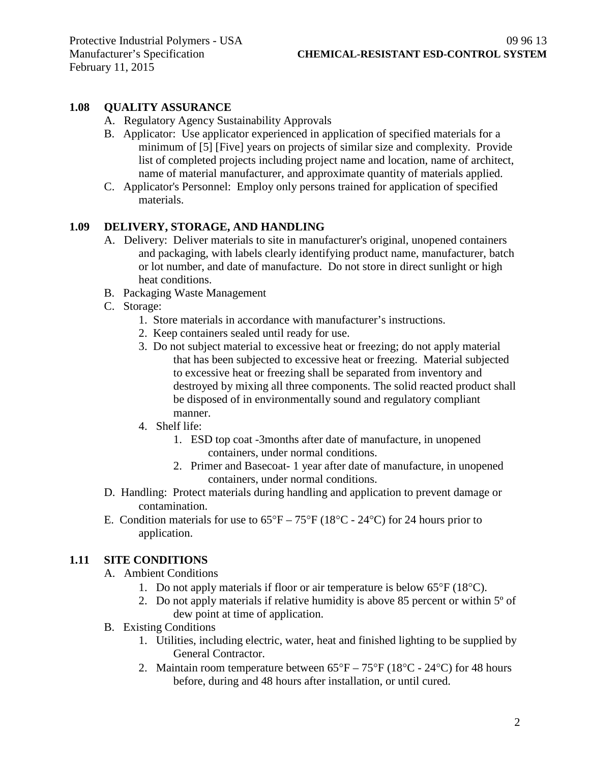## 1.08 QUALITY ASSURANCE

A. Regulatory Agency Sustainability Approvals

B. Applicator: Use applicator experienced in application of specified materials for a minimum of [5] [Five] years on projects of similar size and complexity. Provide list of completed projects including project name and location, name of architect, name of material manufacturer, and approximate quantity of materials applied.

C. Applicator's Personnel: Employ only persons trained for application of specified materials.

## 1.09 DELIVERY, STORAGE, AND HANDLING

A. Delivery: Deliver materials to site in manufacturer's original, unopened containers and packaging, with labels clearly identifying product name, manufacturer, batch or lot number, and date of manufacture. Do not store in direct sunlight or high heat conditions.

B. Packaging Waste Management

C. Storage:

1. Store materials in accordance with manufacturer's instructions.
2. Keep containers sealed until ready for use.
3. Do not subject material to excessive heat or freezing; do not apply material that has been subjected to excessive heat or freezing. Material subjected to excessive heat or freezing shall be separated from inventory and destroyed by mixing all three components. The solid reacted product shall be disposed of in environmentally sound and regulatory compliant manner.
4. Shelf life:
    1. ESD top coat -3months after date of manufacture, in unopened containers, under normal conditions.
    2. Primer and Basecoat- 1 year after date of manufacture, in unopened containers, under normal conditions.

D. Handling: Protect materials during handling and application to prevent damage or contamination.

E. Condition materials for use to 65°F – 75°F (18°C - 24°C) for 24 hours prior to application.

## 1.11 SITE CONDITIONS

A. Ambient Conditions

1. Do not apply materials if floor or air temperature is below 65°F (18°C).
2. Do not apply materials if relative humidity is above 85 percent or within 5º of dew point at time of application.

B. Existing Conditions

1. Utilities, including electric, water, heat and finished lighting to be supplied by General Contractor.
2. Maintain room temperature between 65°F – 75°F (18°C - 24°C) for 48 hours before, during and 48 hours after installation, or until cured.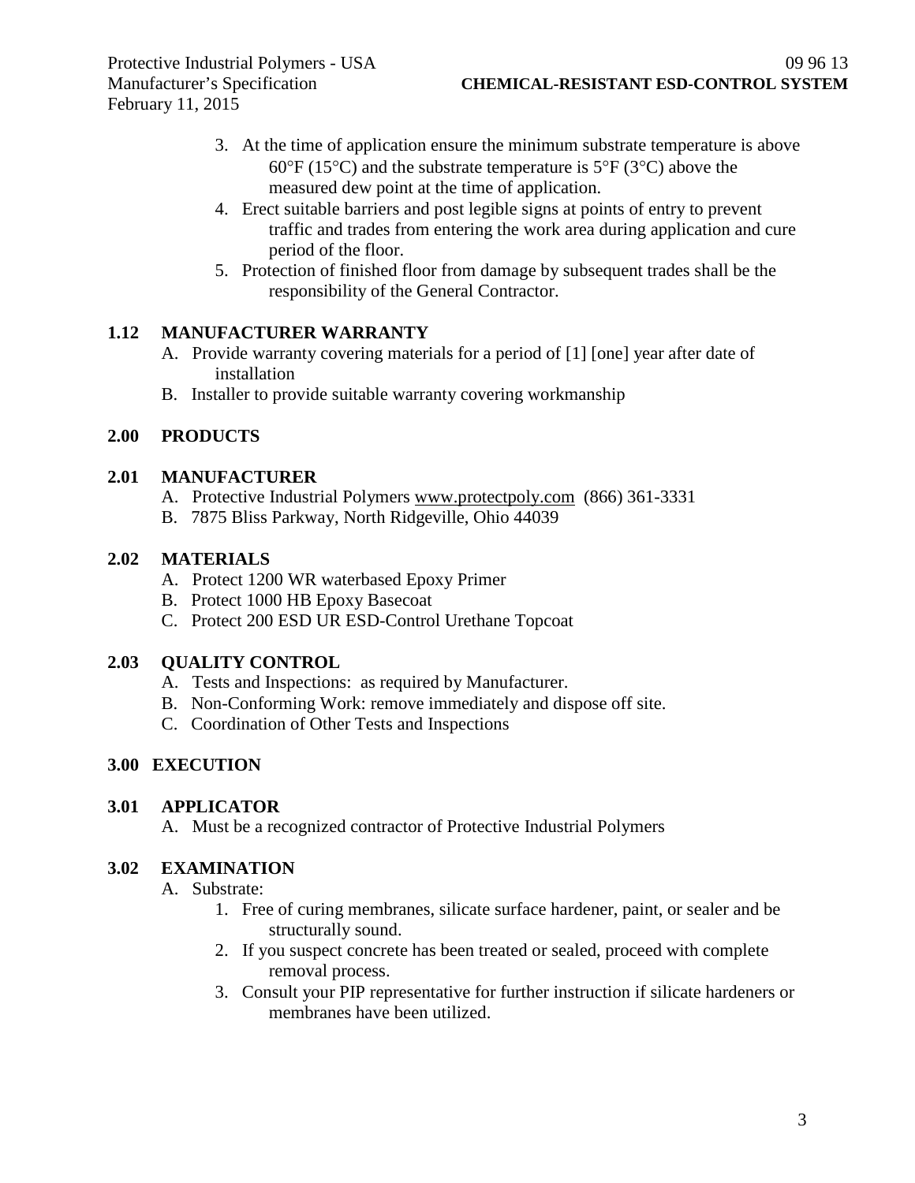3. At the time of application ensure the minimum substrate temperature is above 60°F (15°C) and the substrate temperature is 5°F (3°C) above the measured dew point at the time of application.
4. Erect suitable barriers and post legible signs at points of entry to prevent traffic and trades from entering the work area during application and cure period of the floor.
5. Protection of finished floor from damage by subsequent trades shall be the responsibility of the General Contractor.

## 1.12 MANUFACTURER WARRANTY

A. Provide warranty covering materials for a period of [1] [one] year after date of installation

B. Installer to provide suitable warranty covering workmanship

# 2.00 PRODUCTS

## 2.01 MANUFACTURER

A. Protective Industrial Polymers www.protectpoly.com (866) 361-3331

B. 7875 Bliss Parkway, North Ridgeville, Ohio 44039

## 2.02 MATERIALS

A. Protect 1200 WR waterbased Epoxy Primer

B. Protect 1000 HB Epoxy Basecoat

C. Protect 200 ESD UR ESD-Control Urethane Topcoat

## 2.03 QUALITY CONTROL

A. Tests and Inspections: as required by Manufacturer.

B. Non-Conforming Work: remove immediately and dispose off site.

C. Coordination of Other Tests and Inspections

# 3.00 EXECUTION

## 3.01 APPLICATOR

A. Must be a recognized contractor of Protective Industrial Polymers

## 3.02 EXAMINATION

A. Substrate:

1. Free of curing membranes, silicate surface hardener, paint, or sealer and be structurally sound.
2. If you suspect concrete has been treated or sealed, proceed with complete removal process.
3. Consult your PIP representative for further instruction if silicate hardeners or membranes have been utilized.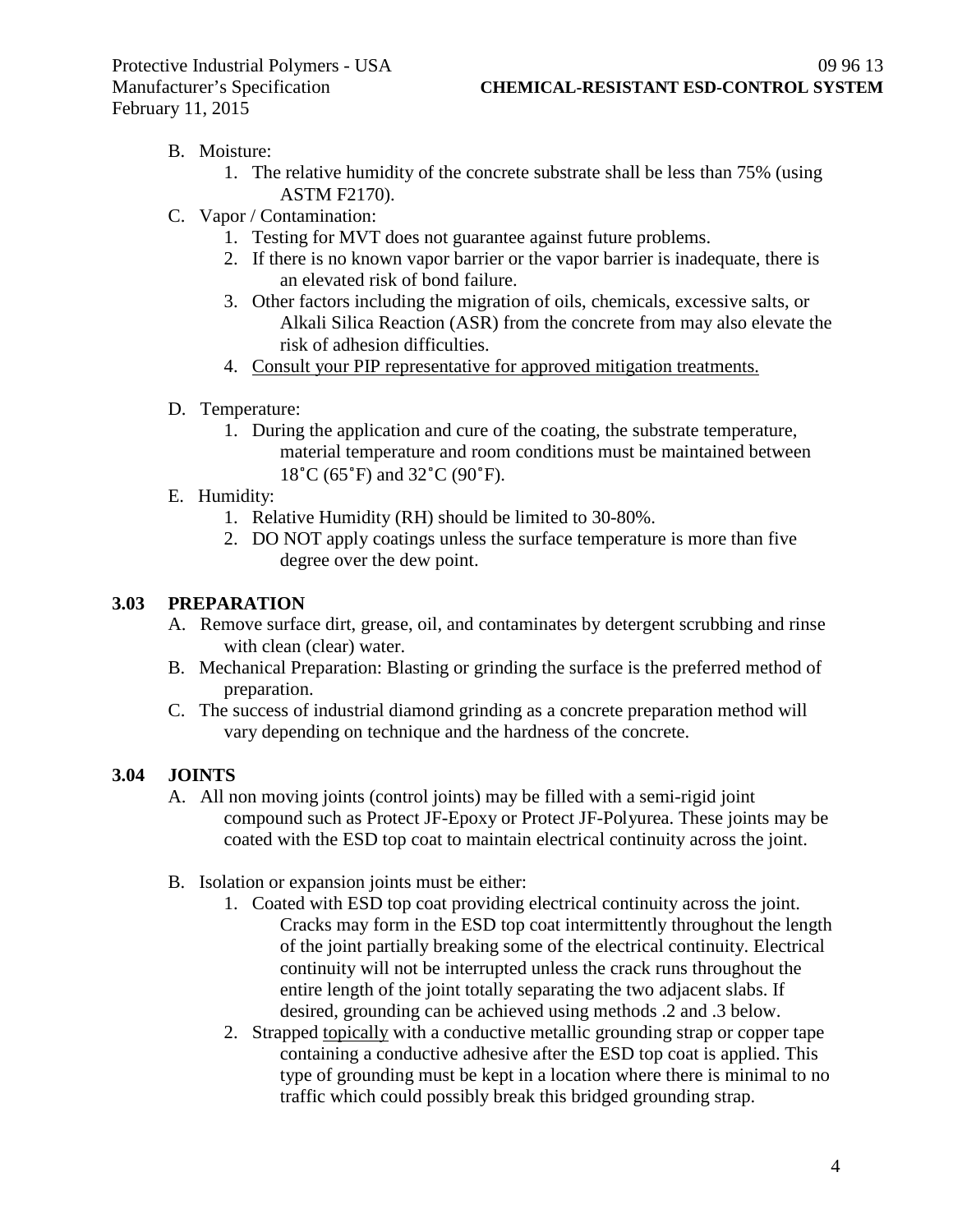B. Moisture:
   1. The relative humidity of the concrete substrate shall be less than 75% (using ASTM F2170).

C. Vapor / Contamination:
   1. Testing for MVT does not guarantee against future problems.
   2. If there is no known vapor barrier or the vapor barrier is inadequate, there is an elevated risk of bond failure.
   3. Other factors including the migration of oils, chemicals, excessive salts, or Alkali Silica Reaction (ASR) from the concrete from may also elevate the risk of adhesion difficulties.
   4. <u>Consult your PIP representative for approved mitigation treatments.</u>

D. Temperature:
   1. During the application and cure of the coating, the substrate temperature, material temperature and room conditions must be maintained between 18˚C (65˚F) and 32˚C (90˚F).

E. Humidity:
   1. Relative Humidity (RH) should be limited to 30-80%.
   2. DO NOT apply coatings unless the surface temperature is more than five degree over the dew point.

## 3.03 PREPARATION

A. Remove surface dirt, grease, oil, and contaminates by detergent scrubbing and rinse with clean (clear) water.

B. Mechanical Preparation: Blasting or grinding the surface is the preferred method of preparation.

C. The success of industrial diamond grinding as a concrete preparation method will vary depending on technique and the hardness of the concrete.

## 3.04 JOINTS

A. All non moving joints (control joints) may be filled with a semi-rigid joint compound such as Protect JF-Epoxy or Protect JF-Polyurea. These joints may be coated with the ESD top coat to maintain electrical continuity across the joint.

B. Isolation or expansion joints must be either:
   1. Coated with ESD top coat providing electrical continuity across the joint. Cracks may form in the ESD top coat intermittently throughout the length of the joint partially breaking some of the electrical continuity. Electrical continuity will not be interrupted unless the crack runs throughout the entire length of the joint totally separating the two adjacent slabs. If desired, grounding can be achieved using methods .2 and .3 below.
   2. Strapped <u>topically</u> with a conductive metallic grounding strap or copper tape containing a conductive adhesive after the ESD top coat is applied. This type of grounding must be kept in a location where there is minimal to no traffic which could possibly break this bridged grounding strap.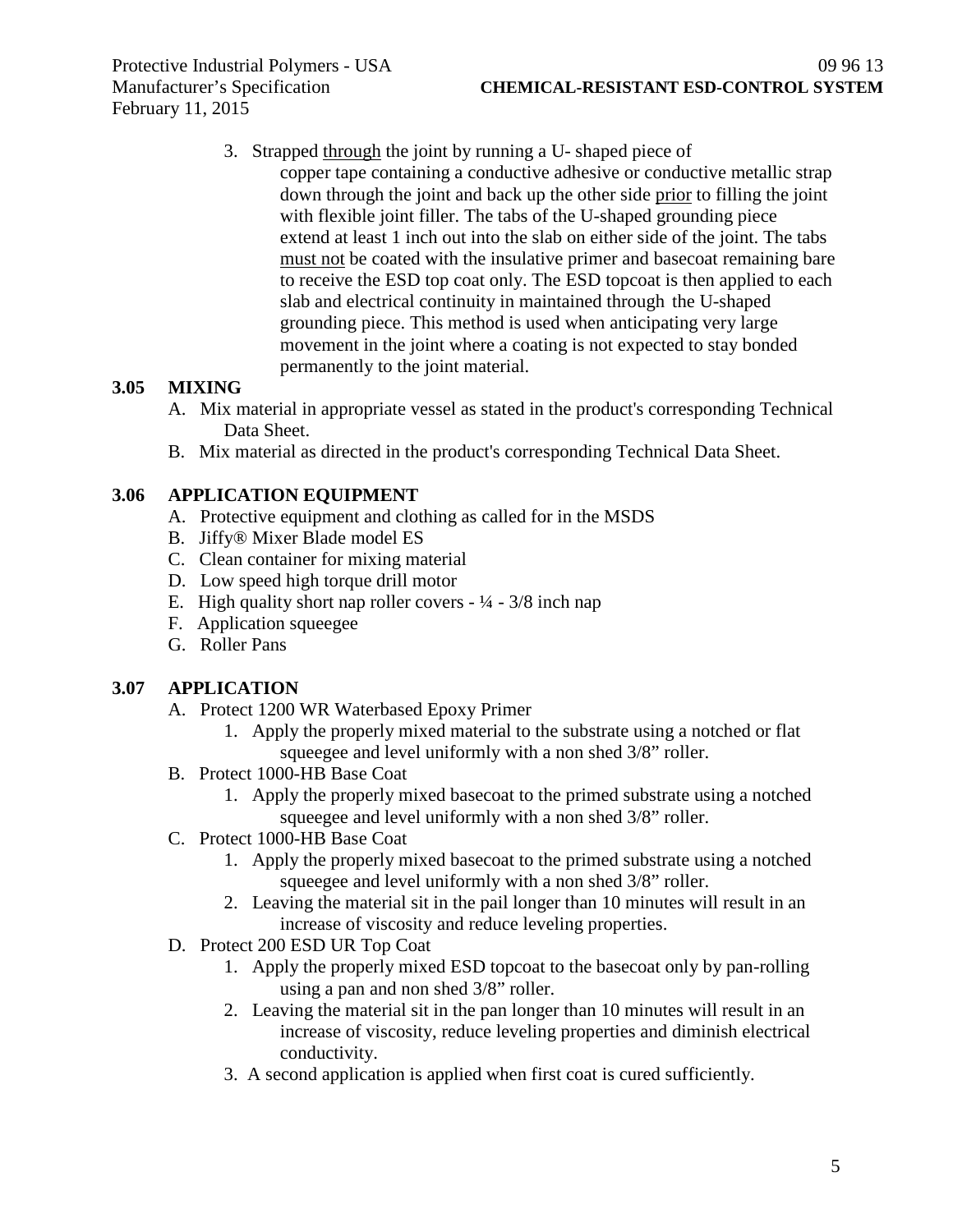3. Strapped through the joint by running a U- shaped piece of copper tape containing a conductive adhesive or conductive metallic strap down through the joint and back up the other side prior to filling the joint with flexible joint filler. The tabs of the U-shaped grounding piece extend at least 1 inch out into the slab on either side of the joint. The tabs must not be coated with the insulative primer and basecoat remaining bare to receive the ESD top coat only. The ESD topcoat is then applied to each slab and electrical continuity in maintained through the U-shaped grounding piece. This method is used when anticipating very large movement in the joint where a coating is not expected to stay bonded permanently to the joint material.

### 3.05 MIXING

A. Mix material in appropriate vessel as stated in the product's corresponding Technical Data Sheet.

B. Mix material as directed in the product's corresponding Technical Data Sheet.

### 3.06 APPLICATION EQUIPMENT

A. Protective equipment and clothing as called for in the MSDS

B. Jiffy® Mixer Blade model ES

C. Clean container for mixing material

D. Low speed high torque drill motor

E. High quality short nap roller covers - ¼ - 3/8 inch nap

F. Application squeegee

G. Roller Pans

### 3.07 APPLICATION

A. Protect 1200 WR Waterbased Epoxy Primer

1. Apply the properly mixed material to the substrate using a notched or flat squeegee and level uniformly with a non shed 3/8" roller.

B. Protect 1000-HB Base Coat

1. Apply the properly mixed basecoat to the primed substrate using a notched squeegee and level uniformly with a non shed 3/8" roller.

C. Protect 1000-HB Base Coat

1. Apply the properly mixed basecoat to the primed substrate using a notched squeegee and level uniformly with a non shed 3/8" roller.
2. Leaving the material sit in the pail longer than 10 minutes will result in an increase of viscosity and reduce leveling properties.

D. Protect 200 ESD UR Top Coat

1. Apply the properly mixed ESD topcoat to the basecoat only by pan-rolling using a pan and non shed 3/8" roller.
2. Leaving the material sit in the pan longer than 10 minutes will result in an increase of viscosity, reduce leveling properties and diminish electrical conductivity.
3. A second application is applied when first coat is cured sufficiently.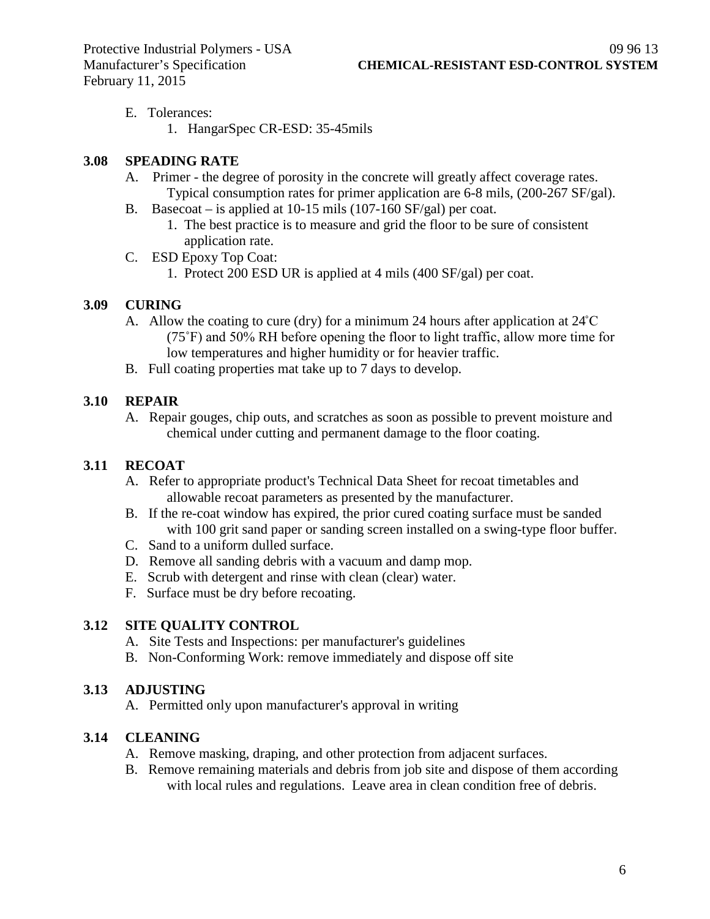E. Tolerances:

1. HangarSpec CR-ESD: 35-45mils

### 3.08 SPEADING RATE

A. Primer - the degree of porosity in the concrete will greatly affect coverage rates. Typical consumption rates for primer application are 6-8 mils, (200-267 SF/gal).

B. Basecoat – is applied at 10-15 mils (107-160 SF/gal) per coat.

1. The best practice is to measure and grid the floor to be sure of consistent application rate.

C. ESD Epoxy Top Coat:

1. Protect 200 ESD UR is applied at 4 mils (400 SF/gal) per coat.

### 3.09 CURING

A. Allow the coating to cure (dry) for a minimum 24 hours after application at 24˚C (75˚F) and 50% RH before opening the floor to light traffic, allow more time for low temperatures and higher humidity or for heavier traffic.

B. Full coating properties mat take up to 7 days to develop.

### 3.10 REPAIR

A. Repair gouges, chip outs, and scratches as soon as possible to prevent moisture and chemical under cutting and permanent damage to the floor coating.

### 3.11 RECOAT

A. Refer to appropriate product's Technical Data Sheet for recoat timetables and allowable recoat parameters as presented by the manufacturer.

B. If the re-coat window has expired, the prior cured coating surface must be sanded with 100 grit sand paper or sanding screen installed on a swing-type floor buffer.

C. Sand to a uniform dulled surface.

D. Remove all sanding debris with a vacuum and damp mop.

E. Scrub with detergent and rinse with clean (clear) water.

F. Surface must be dry before recoating.

### 3.12 SITE QUALITY CONTROL

A. Site Tests and Inspections: per manufacturer's guidelines

B. Non-Conforming Work: remove immediately and dispose off site

### 3.13 ADJUSTING

A. Permitted only upon manufacturer's approval in writing

### 3.14 CLEANING

A. Remove masking, draping, and other protection from adjacent surfaces.

B. Remove remaining materials and debris from job site and dispose of them according with local rules and regulations. Leave area in clean condition free of debris.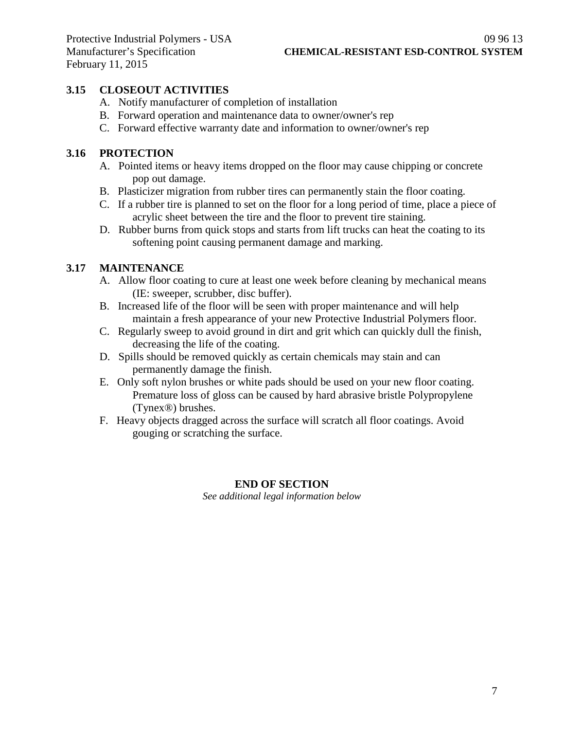### 3.15 CLOSEOUT ACTIVITIES

A. Notify manufacturer of completion of installation
B. Forward operation and maintenance data to owner/owner's rep
C. Forward effective warranty date and information to owner/owner's rep

### 3.16 PROTECTION

A. Pointed items or heavy items dropped on the floor may cause chipping or concrete pop out damage.
B. Plasticizer migration from rubber tires can permanently stain the floor coating.
C. If a rubber tire is planned to set on the floor for a long period of time, place a piece of acrylic sheet between the tire and the floor to prevent tire staining.
D. Rubber burns from quick stops and starts from lift trucks can heat the coating to its softening point causing permanent damage and marking.

### 3.17 MAINTENANCE

A. Allow floor coating to cure at least one week before cleaning by mechanical means (IE: sweeper, scrubber, disc buffer).
B. Increased life of the floor will be seen with proper maintenance and will help maintain a fresh appearance of your new Protective Industrial Polymers floor.
C. Regularly sweep to avoid ground in dirt and grit which can quickly dull the finish, decreasing the life of the coating.
D. Spills should be removed quickly as certain chemicals may stain and can permanently damage the finish.
E. Only soft nylon brushes or white pads should be used on your new floor coating. Premature loss of gloss can be caused by hard abrasive bristle Polypropylene (Tynex®) brushes.
F. Heavy objects dragged across the surface will scratch all floor coatings. Avoid gouging or scratching the surface.

**END OF SECTION**

*See additional legal information below*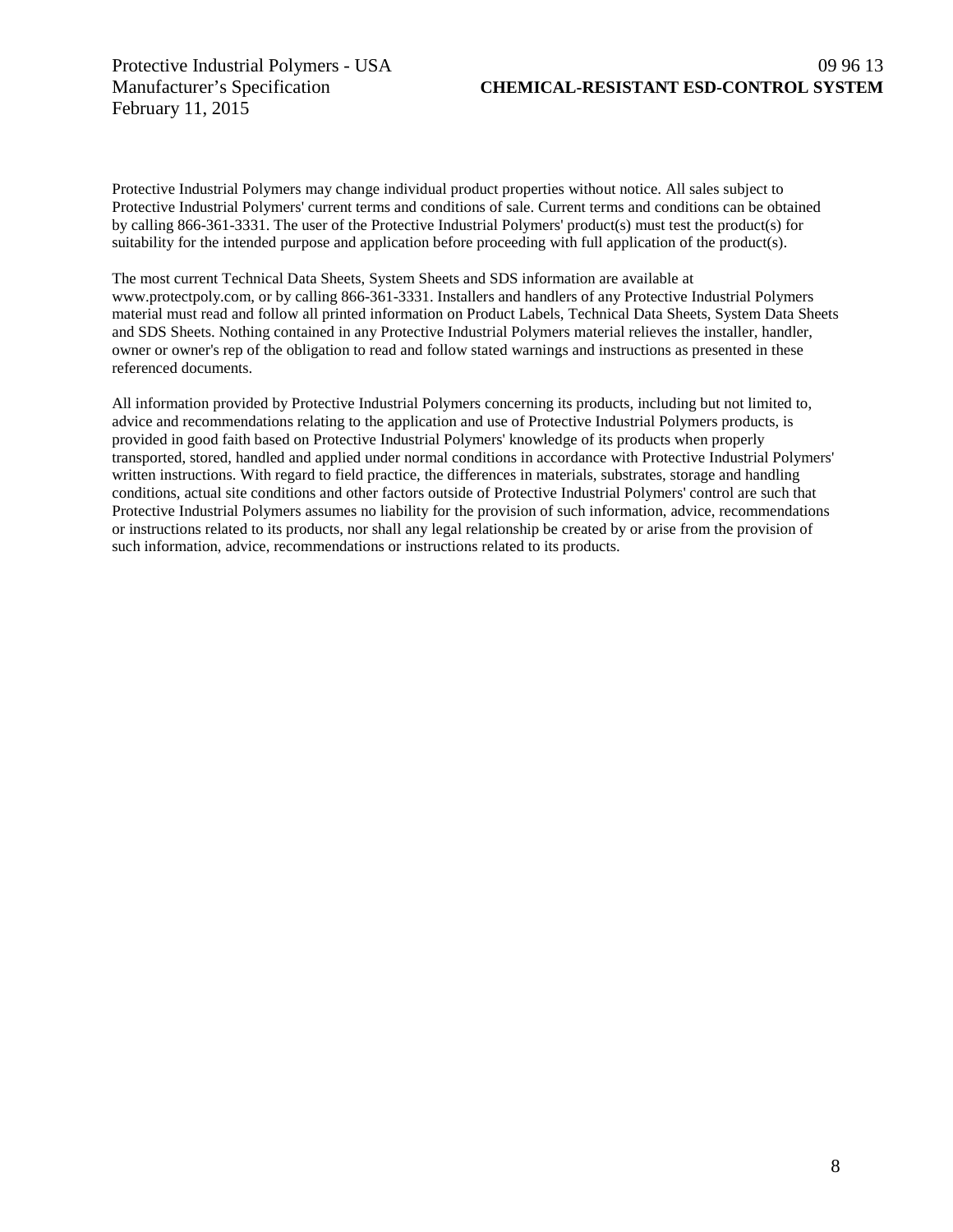Protective Industrial Polymers may change individual product properties without notice. All sales subject to Protective Industrial Polymers' current terms and conditions of sale. Current terms and conditions can be obtained by calling 866-361-3331. The user of the Protective Industrial Polymers' product(s) must test the product(s) for suitability for the intended purpose and application before proceeding with full application of the product(s).

The most current Technical Data Sheets, System Sheets and SDS information are available at www.protectpoly.com, or by calling 866-361-3331. Installers and handlers of any Protective Industrial Polymers material must read and follow all printed information on Product Labels, Technical Data Sheets, System Data Sheets and SDS Sheets. Nothing contained in any Protective Industrial Polymers material relieves the installer, handler, owner or owner's rep of the obligation to read and follow stated warnings and instructions as presented in these referenced documents.

All information provided by Protective Industrial Polymers concerning its products, including but not limited to, advice and recommendations relating to the application and use of Protective Industrial Polymers products, is provided in good faith based on Protective Industrial Polymers' knowledge of its products when properly transported, stored, handled and applied under normal conditions in accordance with Protective Industrial Polymers' written instructions. With regard to field practice, the differences in materials, substrates, storage and handling conditions, actual site conditions and other factors outside of Protective Industrial Polymers' control are such that Protective Industrial Polymers assumes no liability for the provision of such information, advice, recommendations or instructions related to its products, nor shall any legal relationship be created by or arise from the provision of such information, advice, recommendations or instructions related to its products.